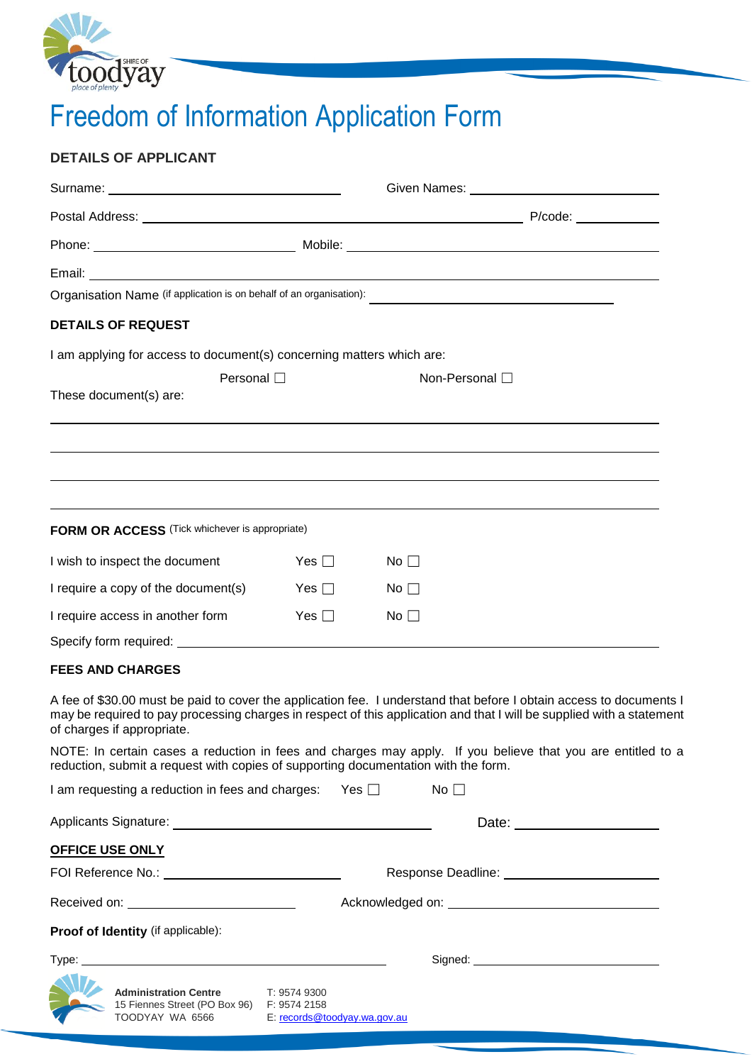# Freedom of Information Application Form

## DETAILS OF APPLICANT

Surname: ______________________ Given Names: ______________________

Postal Address: ______________________________________ P/code: __________

Phone: ______________________ Mobile: ______________________

Email: ______________________________________________

Organisation Name (if application is on behalf of an organisation): ______________________

## DETAILS OF REQUEST

I am applying for access to document(s) concerning matters which are:

Personal ☐ Non-Personal ☐

These document(s) are:

______________________________________________

______________________________________________

______________________________________________

______________________________________________

## FORM OR ACCESS (Tick whichever is appropriate)

| | | |
|---|---|---|
| I wish to inspect the document | Yes ☐ | No ☐ |
| I require a copy of the document(s) | Yes ☐ | No ☐ |
| I require access in another form | Yes ☐ | No ☐ |

Specify form required: ______________________________________________

## FEES AND CHARGES

A fee of $30.00 must be paid to cover the application fee. I understand that before I obtain access to documents I may be required to pay processing charges in respect of this application and that I will be supplied with a statement of charges if appropriate.

NOTE: In certain cases a reduction in fees and charges may apply. If you believe that you are entitled to a reduction, submit a request with copies of supporting documentation with the form.

I am requesting a reduction in fees and charges: Yes ☐ No ☐

Applicants Signature: ______________________ Date: ______________________

## OFFICE USE ONLY

FOI Reference No.: ______________________ Response Deadline: ______________________

Received on: ______________________ Acknowledged on: ______________________

**Proof of Identity** (if applicable):

Type: ______________________ Signed: ______________________

**Administration Centre**
15 Fiennes Street (PO Box 96)
TOODYAY WA 6566

T: 9574 9300
F: 9574 2158
E: records@toodyay.wa.gov.au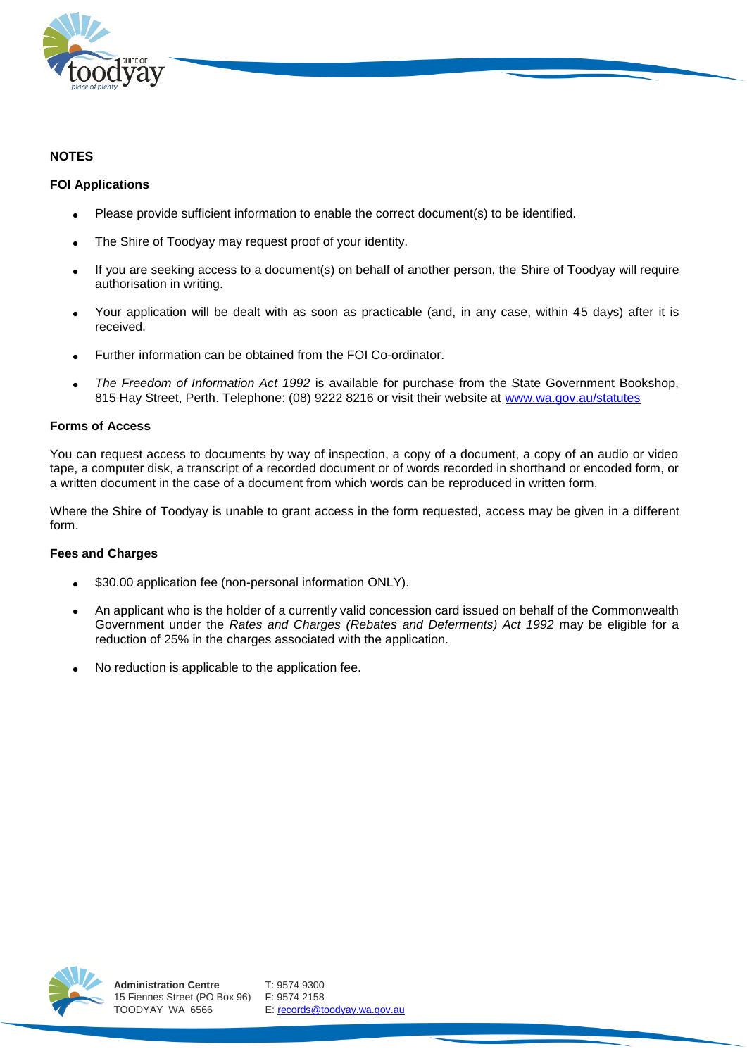## NOTES

### FOI Applications

- Please provide sufficient information to enable the correct document(s) to be identified.
- The Shire of Toodyay may request proof of your identity.
- If you are seeking access to a document(s) on behalf of another person, the Shire of Toodyay will require authorisation in writing.
- Your application will be dealt with as soon as practicable (and, in any case, within 45 days) after it is received.
- Further information can be obtained from the FOI Co-ordinator.
- *The Freedom of Information Act 1992* is available for purchase from the State Government Bookshop, 815 Hay Street, Perth. Telephone: (08) 9222 8216 or visit their website at www.wa.gov.au/statutes

### Forms of Access

You can request access to documents by way of inspection, a copy of a document, a copy of an audio or video tape, a computer disk, a transcript of a recorded document or of words recorded in shorthand or encoded form, or a written document in the case of a document from which words can be reproduced in written form.

Where the Shire of Toodyay is unable to grant access in the form requested, access may be given in a different form.

### Fees and Charges

- $30.00 application fee (non-personal information ONLY).
- An applicant who is the holder of a currently valid concession card issued on behalf of the Commonwealth Government under the *Rates and Charges (Rebates and Deferments) Act 1992* may be eligible for a reduction of 25% in the charges associated with the application.
- No reduction is applicable to the application fee.

**Administration Centre**
15 Fiennes Street (PO Box 96)
TOODYAY WA 6566

T: 9574 9300
F: 9574 2158
E: records@toodyay.wa.gov.au